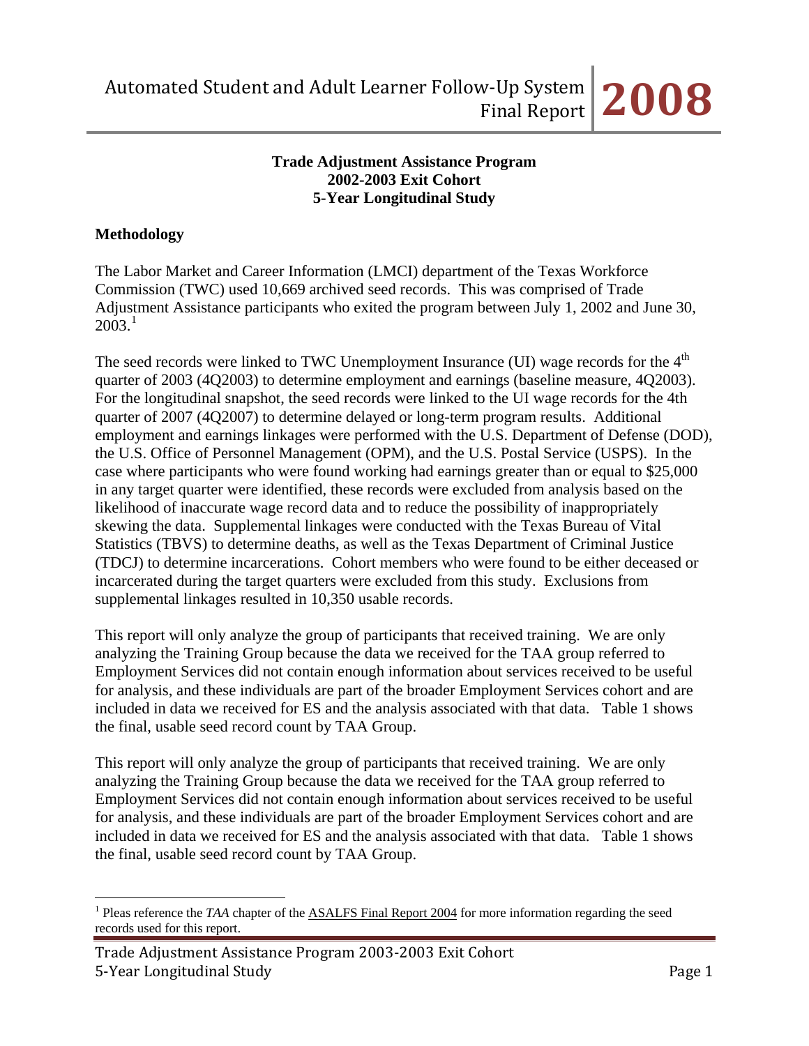**Trade Adjustment Assistance Program**
**2002-2003 Exit Cohort**
**5-Year Longitudinal Study**

## Methodology

The Labor Market and Career Information (LMCI) department of the Texas Workforce Commission (TWC) used 10,669 archived seed records. This was comprised of Trade Adjustment Assistance participants who exited the program between July 1, 2002 and June 30, 2003.[1]

The seed records were linked to TWC Unemployment Insurance (UI) wage records for the 4th quarter of 2003 (4Q2003) to determine employment and earnings (baseline measure, 4Q2003). For the longitudinal snapshot, the seed records were linked to the UI wage records for the 4th quarter of 2007 (4Q2007) to determine delayed or long-term program results. Additional employment and earnings linkages were performed with the U.S. Department of Defense (DOD), the U.S. Office of Personnel Management (OPM), and the U.S. Postal Service (USPS). In the case where participants who were found working had earnings greater than or equal to $25,000 in any target quarter were identified, these records were excluded from analysis based on the likelihood of inaccurate wage record data and to reduce the possibility of inappropriately skewing the data. Supplemental linkages were conducted with the Texas Bureau of Vital Statistics (TBVS) to determine deaths, as well as the Texas Department of Criminal Justice (TDCJ) to determine incarcerations. Cohort members who were found to be either deceased or incarcerated during the target quarters were excluded from this study. Exclusions from supplemental linkages resulted in 10,350 usable records.

This report will only analyze the group of participants that received training. We are only analyzing the Training Group because the data we received for the TAA group referred to Employment Services did not contain enough information about services received to be useful for analysis, and these individuals are part of the broader Employment Services cohort and are included in data we received for ES and the analysis associated with that data. Table 1 shows the final, usable seed record count by TAA Group.

This report will only analyze the group of participants that received training. We are only analyzing the Training Group because the data we received for the TAA group referred to Employment Services did not contain enough information about services received to be useful for analysis, and these individuals are part of the broader Employment Services cohort and are included in data we received for ES and the analysis associated with that data. Table 1 shows the final, usable seed record count by TAA Group.

---

[1] Pleas reference the *TAA* chapter of the ASALFS Final Report 2004 for more information regarding the seed records used for this report.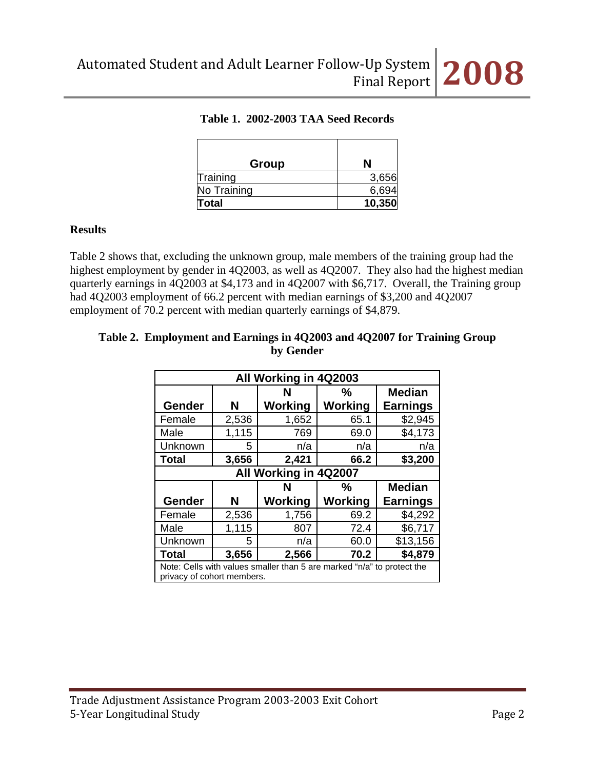**Table 1. 2002-2003 TAA Seed Records**

| Group | N |
|---|---|
| Training | 3,656 |
| No Training | 6,694 |
| **Total** | **10,350** |

## Results

Table 2 shows that, excluding the unknown group, male members of the training group had the highest employment by gender in 4Q2003, as well as 4Q2007. They also had the highest median quarterly earnings in 4Q2003 at $4,173 and in 4Q2007 with $6,717. Overall, the Training group had 4Q2003 employment of 66.2 percent with median earnings of $3,200 and 4Q2007 employment of 70.2 percent with median quarterly earnings of $4,879.

**Table 2. Employment and Earnings in 4Q2003 and 4Q2007 for Training Group by Gender**

| All Working in 4Q2003 | | | | |
|---|---|---|---|---|
| **Gender** | **N** | **N Working** | **% Working** | **Median Earnings** |
| Female | 2,536 | 1,652 | 65.1 | $2,945 |
| Male | 1,115 | 769 | 69.0 | $4,173 |
| Unknown | 5 | n/a | n/a | n/a |
| **Total** | **3,656** | **2,421** | **66.2** | **$3,200** |
| **All Working in 4Q2007** | | | | |
| **Gender** | **N** | **N Working** | **% Working** | **Median Earnings** |
| Female | 2,536 | 1,756 | 69.2 | $4,292 |
| Male | 1,115 | 807 | 72.4 | $6,717 |
| Unknown | 5 | n/a | 60.0 | $13,156 |
| **Total** | **3,656** | **2,566** | **70.2** | **$4,879** |

Note: Cells with values smaller than 5 are marked "n/a" to protect the privacy of cohort members.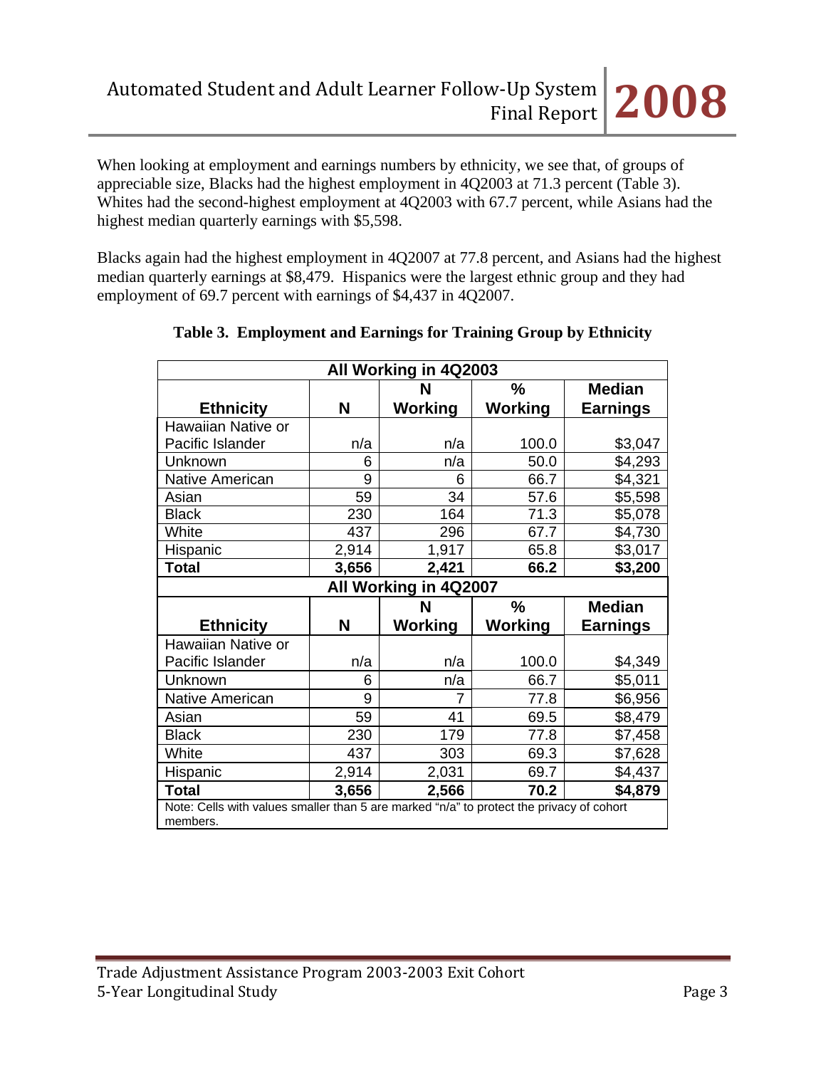When looking at employment and earnings numbers by ethnicity, we see that, of groups of appreciable size, Blacks had the highest employment in 4Q2003 at 71.3 percent (Table 3). Whites had the second-highest employment at 4Q2003 with 67.7 percent, while Asians had the highest median quarterly earnings with $5,598.

Blacks again had the highest employment in 4Q2007 at 77.8 percent, and Asians had the highest median quarterly earnings at $8,479. Hispanics were the largest ethnic group and they had employment of 69.7 percent with earnings of $4,437 in 4Q2007.

**Table 3. Employment and Earnings for Training Group by Ethnicity**

| All Working in 4Q2003 | | | | |
|---|---|---|---|---|
| **Ethnicity** | **N** | **N Working** | **% Working** | **Median Earnings** |
| Hawaiian Native or Pacific Islander | n/a | n/a | 100.0 | $3,047 |
| Unknown | 6 | n/a | 50.0 | $4,293 |
| Native American | 9 | 6 | 66.7 | $4,321 |
| Asian | 59 | 34 | 57.6 | $5,598 |
| Black | 230 | 164 | 71.3 | $5,078 |
| White | 437 | 296 | 67.7 | $4,730 |
| Hispanic | 2,914 | 1,917 | 65.8 | $3,017 |
| **Total** | **3,656** | **2,421** | **66.2** | **$3,200** |
| **All Working in 4Q2007** | | | | |
| **Ethnicity** | **N** | **N Working** | **% Working** | **Median Earnings** |
| Hawaiian Native or Pacific Islander | n/a | n/a | 100.0 | $4,349 |
| Unknown | 6 | n/a | 66.7 | $5,011 |
| Native American | 9 | 7 | 77.8 | $6,956 |
| Asian | 59 | 41 | 69.5 | $8,479 |
| Black | 230 | 179 | 77.8 | $7,458 |
| White | 437 | 303 | 69.3 | $7,628 |
| Hispanic | 2,914 | 2,031 | 69.7 | $4,437 |
| **Total** | **3,656** | **2,566** | **70.2** | **$4,879** |

Note: Cells with values smaller than 5 are marked "n/a" to protect the privacy of cohort members.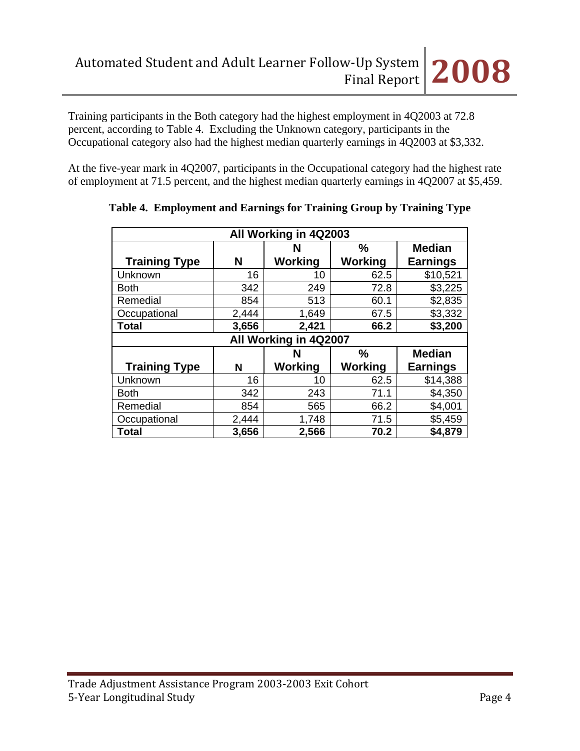Training participants in the Both category had the highest employment in 4Q2003 at 72.8 percent, according to Table 4. Excluding the Unknown category, participants in the Occupational category also had the highest median quarterly earnings in 4Q2003 at $3,332.

At the five-year mark in 4Q2007, participants in the Occupational category had the highest rate of employment at 71.5 percent, and the highest median quarterly earnings in 4Q2007 at $5,459.

**Table 4. Employment and Earnings for Training Group by Training Type**

| All Working in 4Q2003 | | | | |
|---|---|---|---|---|
| **Training Type** | **N** | **N Working** | **% Working** | **Median Earnings** |
| Unknown | 16 | 10 | 62.5 | $10,521 |
| Both | 342 | 249 | 72.8 | $3,225 |
| Remedial | 854 | 513 | 60.1 | $2,835 |
| Occupational | 2,444 | 1,649 | 67.5 | $3,332 |
| **Total** | **3,656** | **2,421** | **66.2** | **$3,200** |
| **All Working in 4Q2007** | | | | |
| **Training Type** | **N** | **N Working** | **% Working** | **Median Earnings** |
| Unknown | 16 | 10 | 62.5 | $14,388 |
| Both | 342 | 243 | 71.1 | $4,350 |
| Remedial | 854 | 565 | 66.2 | $4,001 |
| Occupational | 2,444 | 1,748 | 71.5 | $5,459 |
| **Total** | **3,656** | **2,566** | **70.2** | **$4,879** |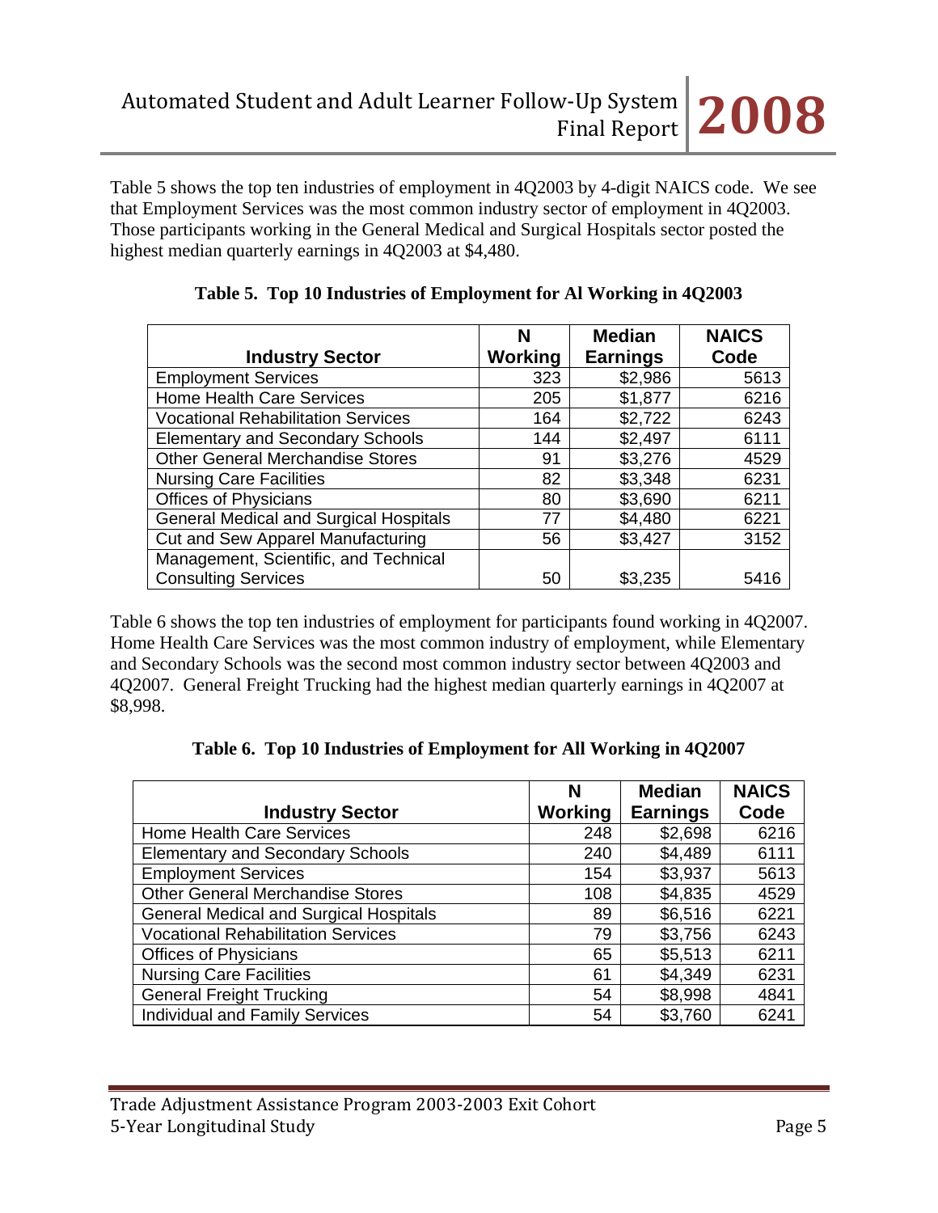Table 5 shows the top ten industries of employment in 4Q2003 by 4-digit NAICS code. We see that Employment Services was the most common industry sector of employment in 4Q2003. Those participants working in the General Medical and Surgical Hospitals sector posted the highest median quarterly earnings in 4Q2003 at $4,480.

**Table 5. Top 10 Industries of Employment for Al Working in 4Q2003**

| Industry Sector | N Working | Median Earnings | NAICS Code |
|---|---|---|---|
| Employment Services | 323 | $2,986 | 5613 |
| Home Health Care Services | 205 | $1,877 | 6216 |
| Vocational Rehabilitation Services | 164 | $2,722 | 6243 |
| Elementary and Secondary Schools | 144 | $2,497 | 6111 |
| Other General Merchandise Stores | 91 | $3,276 | 4529 |
| Nursing Care Facilities | 82 | $3,348 | 6231 |
| Offices of Physicians | 80 | $3,690 | 6211 |
| General Medical and Surgical Hospitals | 77 | $4,480 | 6221 |
| Cut and Sew Apparel Manufacturing | 56 | $3,427 | 3152 |
| Management, Scientific, and Technical Consulting Services | 50 | $3,235 | 5416 |

Table 6 shows the top ten industries of employment for participants found working in 4Q2007. Home Health Care Services was the most common industry of employment, while Elementary and Secondary Schools was the second most common industry sector between 4Q2003 and 4Q2007. General Freight Trucking had the highest median quarterly earnings in 4Q2007 at $8,998.

**Table 6. Top 10 Industries of Employment for All Working in 4Q2007**

| Industry Sector | N Working | Median Earnings | NAICS Code |
|---|---|---|---|
| Home Health Care Services | 248 | $2,698 | 6216 |
| Elementary and Secondary Schools | 240 | $4,489 | 6111 |
| Employment Services | 154 | $3,937 | 5613 |
| Other General Merchandise Stores | 108 | $4,835 | 4529 |
| General Medical and Surgical Hospitals | 89 | $6,516 | 6221 |
| Vocational Rehabilitation Services | 79 | $3,756 | 6243 |
| Offices of Physicians | 65 | $5,513 | 6211 |
| Nursing Care Facilities | 61 | $4,349 | 6231 |
| General Freight Trucking | 54 | $8,998 | 4841 |
| Individual and Family Services | 54 | $3,760 | 6241 |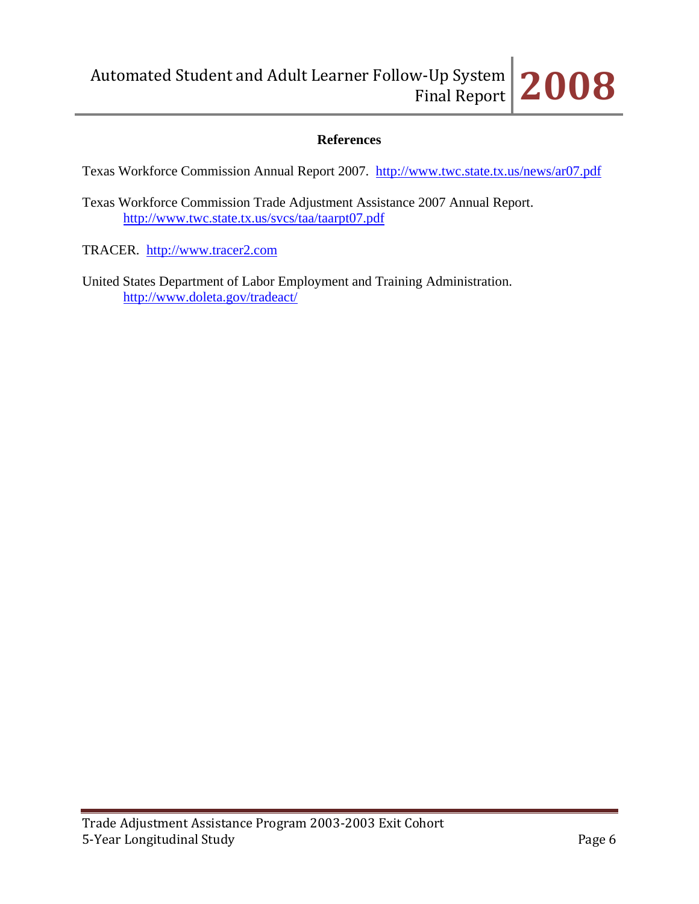## References

Texas Workforce Commission Annual Report 2007. http://www.twc.state.tx.us/news/ar07.pdf

Texas Workforce Commission Trade Adjustment Assistance 2007 Annual Report. http://www.twc.state.tx.us/svcs/taa/taarpt07.pdf

TRACER. http://www.tracer2.com

United States Department of Labor Employment and Training Administration. http://www.doleta.gov/tradeact/